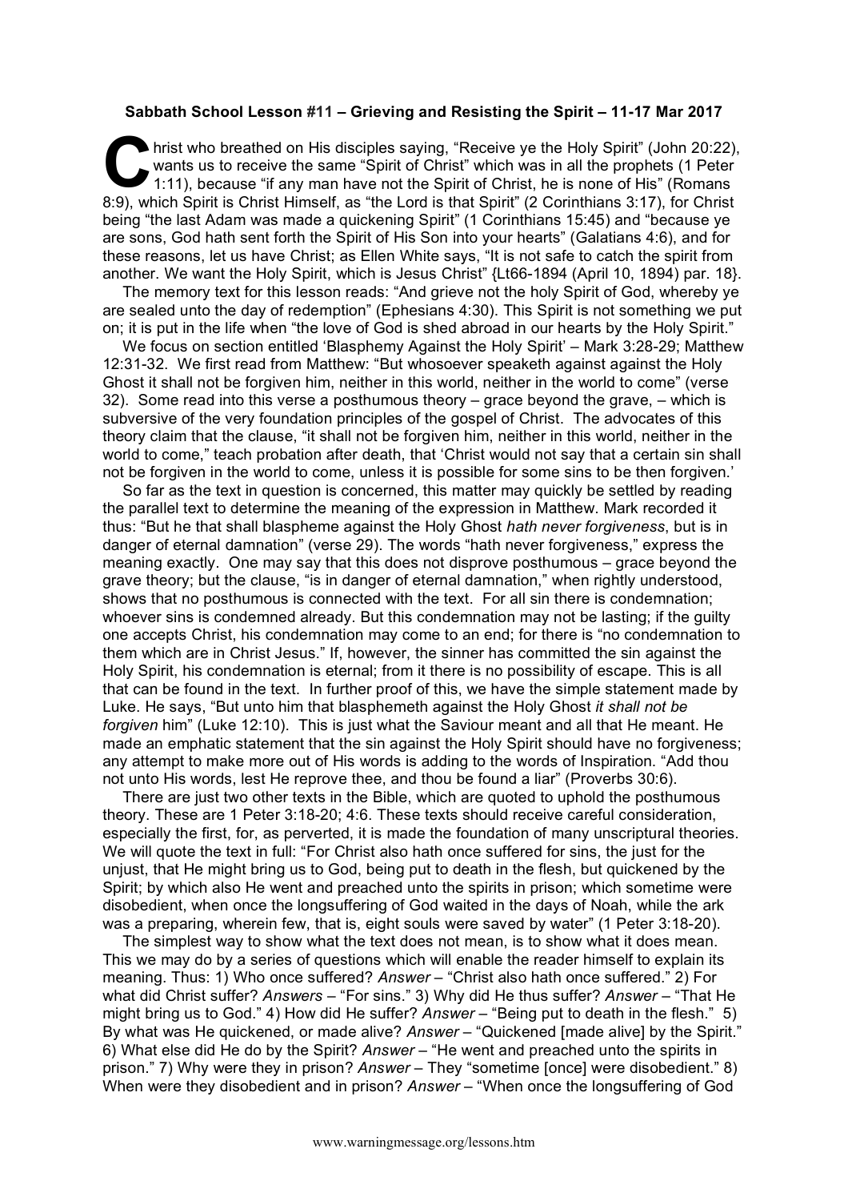**Sabbath School Lesson #11 – Grieving and Resisting the Spirit – 11-17 Mar 2017**

Christ who breathed on His disciples saying, "Receive ye the Holy Spirit" (John 20:22), wants us to receive the same "Spirit of Christ" which was in all the prophets (1 Peter 1:11), because "if any man have not the Spirit of Christ, he is none of His" (Romans 8:9), which Spirit is Christ Himself, as "the Lord is that Spirit" (2 Corinthians 3:17), for Christ being "the last Adam was made a quickening Spirit" (1 Corinthians 15:45) and "because ye are sons, God hath sent forth the Spirit of His Son into your hearts" (Galatians 4:6), and for these reasons, let us have Christ; as Ellen White says, "It is not safe to catch the spirit from another. We want the Holy Spirit, which is Jesus Christ" {Lt66-1894 (April 10, 1894) par. 18}.

The memory text for this lesson reads: "And grieve not the holy Spirit of God, whereby ye are sealed unto the day of redemption" (Ephesians 4:30). This Spirit is not something we put on; it is put in the life when "the love of God is shed abroad in our hearts by the Holy Spirit."

We focus on section entitled 'Blasphemy Against the Holy Spirit' – Mark 3:28-29; Matthew 12:31-32. We first read from Matthew: "But whosoever speaketh against against the Holy Ghost it shall not be forgiven him, neither in this world, neither in the world to come" (verse 32). Some read into this verse a posthumous theory – grace beyond the grave, – which is subversive of the very foundation principles of the gospel of Christ. The advocates of this theory claim that the clause, "it shall not be forgiven him, neither in this world, neither in the world to come," teach probation after death, that 'Christ would not say that a certain sin shall not be forgiven in the world to come, unless it is possible for some sins to be then forgiven.'

So far as the text in question is concerned, this matter may quickly be settled by reading the parallel text to determine the meaning of the expression in Matthew. Mark recorded it thus: "But he that shall blaspheme against the Holy Ghost *hath never forgiveness*, but is in danger of eternal damnation" (verse 29). The words "hath never forgiveness," express the meaning exactly. One may say that this does not disprove posthumous – grace beyond the grave theory; but the clause, "is in danger of eternal damnation," when rightly understood, shows that no posthumous is connected with the text. For all sin there is condemnation; whoever sins is condemned already. But this condemnation may not be lasting; if the guilty one accepts Christ, his condemnation may come to an end; for there is "no condemnation to them which are in Christ Jesus." If, however, the sinner has committed the sin against the Holy Spirit, his condemnation is eternal; from it there is no possibility of escape. This is all that can be found in the text. In further proof of this, we have the simple statement made by Luke. He says, "But unto him that blasphemeth against the Holy Ghost *it shall not be forgiven* him" (Luke 12:10). This is just what the Saviour meant and all that He meant. He made an emphatic statement that the sin against the Holy Spirit should have no forgiveness; any attempt to make more out of His words is adding to the words of Inspiration. "Add thou not unto His words, lest He reprove thee, and thou be found a liar" (Proverbs 30:6).

There are just two other texts in the Bible, which are quoted to uphold the posthumous theory. These are 1 Peter 3:18-20; 4:6. These texts should receive careful consideration, especially the first, for, as perverted, it is made the foundation of many unscriptural theories. We will quote the text in full: "For Christ also hath once suffered for sins, the just for the unjust, that He might bring us to God, being put to death in the flesh, but quickened by the Spirit; by which also He went and preached unto the spirits in prison; which sometime were disobedient, when once the longsuffering of God waited in the days of Noah, while the ark was a preparing, wherein few, that is, eight souls were saved by water" (1 Peter 3:18-20).

The simplest way to show what the text does not mean, is to show what it does mean. This we may do by a series of questions which will enable the reader himself to explain its meaning. Thus: 1) Who once suffered? *Answer* – "Christ also hath once suffered." 2) For what did Christ suffer? *Answers* – "For sins." 3) Why did He thus suffer? *Answer* – "That He might bring us to God." 4) How did He suffer? *Answer* – "Being put to death in the flesh." 5) By what was He quickened, or made alive? *Answer* – "Quickened [made alive] by the Spirit." 6) What else did He do by the Spirit? *Answer* – "He went and preached unto the spirits in prison." 7) Why were they in prison? *Answer* – They "sometime [once] were disobedient." 8) When were they disobedient and in prison? *Answer* – "When once the longsuffering of God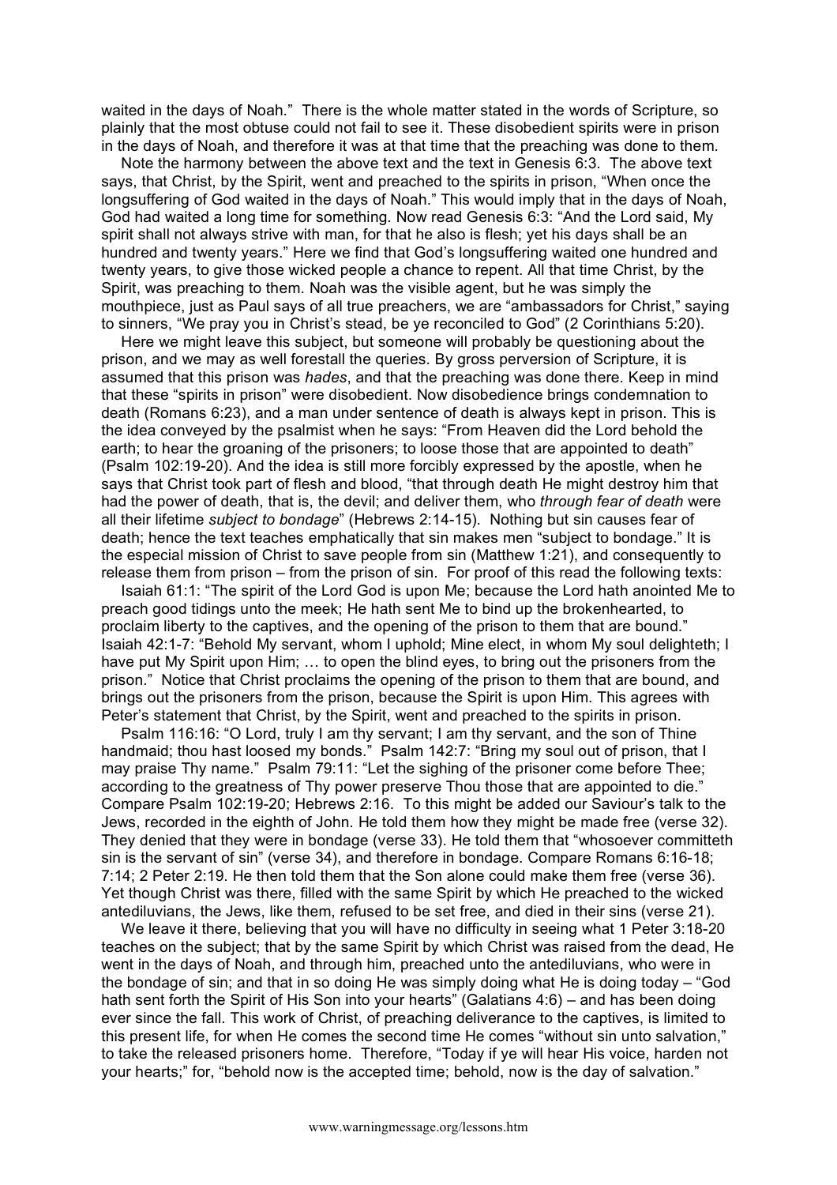waited in the days of Noah." There is the whole matter stated in the words of Scripture, so plainly that the most obtuse could not fail to see it. These disobedient spirits were in prison in the days of Noah, and therefore it was at that time that the preaching was done to them.

Note the harmony between the above text and the text in Genesis 6:3. The above text says, that Christ, by the Spirit, went and preached to the spirits in prison, "When once the longsuffering of God waited in the days of Noah." This would imply that in the days of Noah, God had waited a long time for something. Now read Genesis 6:3: "And the Lord said, My spirit shall not always strive with man, for that he also is flesh; yet his days shall be an hundred and twenty years." Here we find that God's longsuffering waited one hundred and twenty years, to give those wicked people a chance to repent. All that time Christ, by the Spirit, was preaching to them. Noah was the visible agent, but he was simply the mouthpiece, just as Paul says of all true preachers, we are "ambassadors for Christ," saying to sinners, "We pray you in Christ's stead, be ye reconciled to God" (2 Corinthians 5:20).

Here we might leave this subject, but someone will probably be questioning about the prison, and we may as well forestall the queries. By gross perversion of Scripture, it is assumed that this prison was *hades*, and that the preaching was done there. Keep in mind that these "spirits in prison" were disobedient. Now disobedience brings condemnation to death (Romans 6:23), and a man under sentence of death is always kept in prison. This is the idea conveyed by the psalmist when he says: "From Heaven did the Lord behold the earth; to hear the groaning of the prisoners; to loose those that are appointed to death" (Psalm 102:19-20). And the idea is still more forcibly expressed by the apostle, when he says that Christ took part of flesh and blood, "that through death He might destroy him that had the power of death, that is, the devil; and deliver them, who *through fear of death* were all their lifetime *subject to bondage*" (Hebrews 2:14-15). Nothing but sin causes fear of death; hence the text teaches emphatically that sin makes men "subject to bondage." It is the especial mission of Christ to save people from sin (Matthew 1:21), and consequently to release them from prison – from the prison of sin. For proof of this read the following texts:

Isaiah 61:1: "The spirit of the Lord God is upon Me; because the Lord hath anointed Me to preach good tidings unto the meek; He hath sent Me to bind up the brokenhearted, to proclaim liberty to the captives, and the opening of the prison to them that are bound." Isaiah 42:1-7: "Behold My servant, whom I uphold; Mine elect, in whom My soul delighteth; I have put My Spirit upon Him; … to open the blind eyes, to bring out the prisoners from the prison." Notice that Christ proclaims the opening of the prison to them that are bound, and brings out the prisoners from the prison, because the Spirit is upon Him. This agrees with Peter's statement that Christ, by the Spirit, went and preached to the spirits in prison.

Psalm 116:16: "O Lord, truly I am thy servant; I am thy servant, and the son of Thine handmaid; thou hast loosed my bonds." Psalm 142:7: "Bring my soul out of prison, that I may praise Thy name." Psalm 79:11: "Let the sighing of the prisoner come before Thee; according to the greatness of Thy power preserve Thou those that are appointed to die." Compare Psalm 102:19-20; Hebrews 2:16. To this might be added our Saviour's talk to the Jews, recorded in the eighth of John. He told them how they might be made free (verse 32). They denied that they were in bondage (verse 33). He told them that "whosoever committeth sin is the servant of sin" (verse 34), and therefore in bondage. Compare Romans 6:16-18; 7:14; 2 Peter 2:19. He then told them that the Son alone could make them free (verse 36). Yet though Christ was there, filled with the same Spirit by which He preached to the wicked antediluvians, the Jews, like them, refused to be set free, and died in their sins (verse 21).

We leave it there, believing that you will have no difficulty in seeing what 1 Peter 3:18-20 teaches on the subject; that by the same Spirit by which Christ was raised from the dead, He went in the days of Noah, and through him, preached unto the antediluvians, who were in the bondage of sin; and that in so doing He was simply doing what He is doing today – "God hath sent forth the Spirit of His Son into your hearts" (Galatians 4:6) – and has been doing ever since the fall. This work of Christ, of preaching deliverance to the captives, is limited to this present life, for when He comes the second time He comes "without sin unto salvation," to take the released prisoners home. Therefore, "Today if ye will hear His voice, harden not your hearts;" for, "behold now is the accepted time; behold, now is the day of salvation."

www.warningmessage.org/lessons.htm